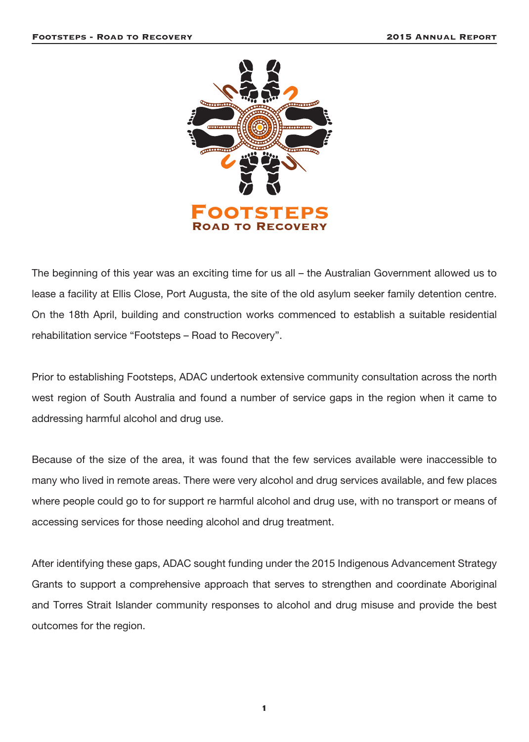# Footsteps

## Road to Recovery

The beginning of this year was an exciting time for us all – the Australian Government allowed us to lease a facility at Ellis Close, Port Augusta, the site of the old asylum seeker family detention centre. On the 18th April, building and construction works commenced to establish a suitable residential rehabilitation service "Footsteps – Road to Recovery".

Prior to establishing Footsteps, ADAC undertook extensive community consultation across the north west region of South Australia and found a number of service gaps in the region when it came to addressing harmful alcohol and drug use.

Because of the size of the area, it was found that the few services available were inaccessible to many who lived in remote areas. There were very alcohol and drug services available, and few places where people could go to for support re harmful alcohol and drug use, with no transport or means of accessing services for those needing alcohol and drug treatment.

After identifying these gaps, ADAC sought funding under the 2015 Indigenous Advancement Strategy Grants to support a comprehensive approach that serves to strengthen and coordinate Aboriginal and Torres Strait Islander community responses to alcohol and drug misuse and provide the best outcomes for the region.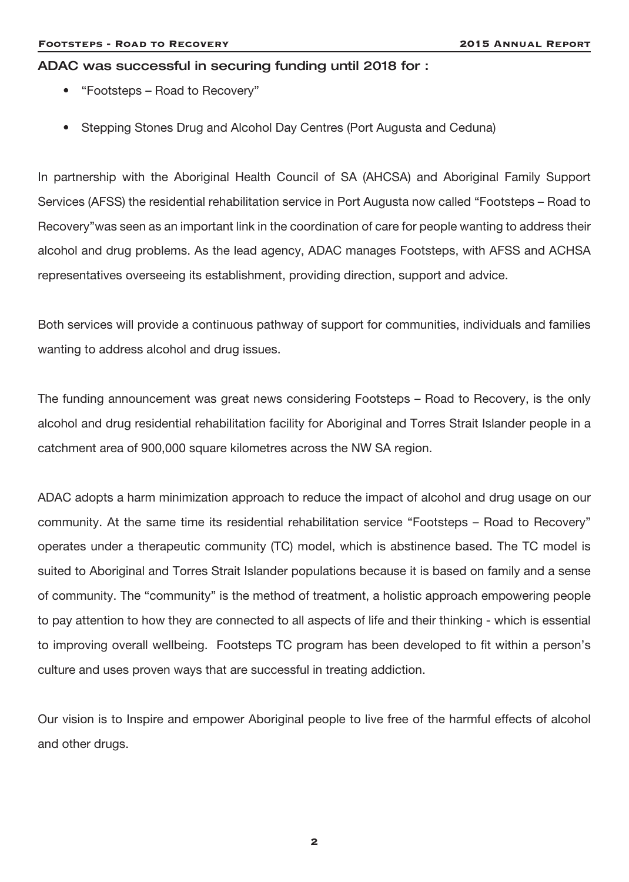### ADAC was successful in securing funding until 2018 for :

- "Footsteps – Road to Recovery"
- Stepping Stones Drug and Alcohol Day Centres (Port Augusta and Ceduna)

In partnership with the Aboriginal Health Council of SA (AHCSA) and Aboriginal Family Support Services (AFSS) the residential rehabilitation service in Port Augusta now called "Footsteps – Road to Recovery"was seen as an important link in the coordination of care for people wanting to address their alcohol and drug problems. As the lead agency, ADAC manages Footsteps, with AFSS and ACHSA representatives overseeing its establishment, providing direction, support and advice.

Both services will provide a continuous pathway of support for communities, individuals and families wanting to address alcohol and drug issues.

The funding announcement was great news considering Footsteps – Road to Recovery, is the only alcohol and drug residential rehabilitation facility for Aboriginal and Torres Strait Islander people in a catchment area of 900,000 square kilometres across the NW SA region.

ADAC adopts a harm minimization approach to reduce the impact of alcohol and drug usage on our community. At the same time its residential rehabilitation service "Footsteps – Road to Recovery" operates under a therapeutic community (TC) model, which is abstinence based. The TC model is suited to Aboriginal and Torres Strait Islander populations because it is based on family and a sense of community. The "community" is the method of treatment, a holistic approach empowering people to pay attention to how they are connected to all aspects of life and their thinking - which is essential to improving overall wellbeing. Footsteps TC program has been developed to fit within a person's culture and uses proven ways that are successful in treating addiction.

Our vision is to Inspire and empower Aboriginal people to live free of the harmful effects of alcohol and other drugs.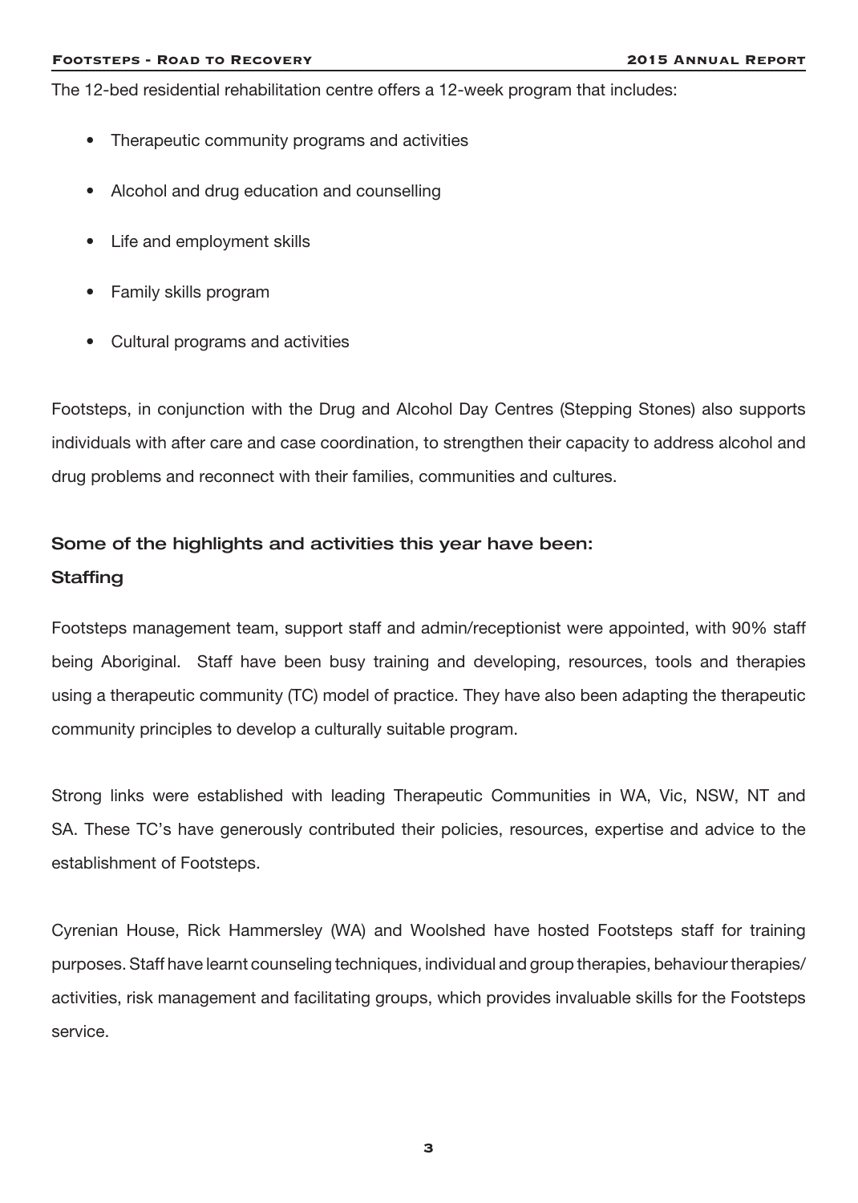The 12-bed residential rehabilitation centre offers a 12-week program that includes:

- Therapeutic community programs and activities
- Alcohol and drug education and counselling
- Life and employment skills
- Family skills program
- Cultural programs and activities

Footsteps, in conjunction with the Drug and Alcohol Day Centres (Stepping Stones) also supports individuals with after care and case coordination, to strengthen their capacity to address alcohol and drug problems and reconnect with their families, communities and cultures.

## Some of the highlights and activities this year have been:

### Staffing

Footsteps management team, support staff and admin/receptionist were appointed, with 90% staff being Aboriginal. Staff have been busy training and developing, resources, tools and therapies using a therapeutic community (TC) model of practice. They have also been adapting the therapeutic community principles to develop a culturally suitable program.

Strong links were established with leading Therapeutic Communities in WA, Vic, NSW, NT and SA. These TC's have generously contributed their policies, resources, expertise and advice to the establishment of Footsteps.

Cyrenian House, Rick Hammersley (WA) and Woolshed have hosted Footsteps staff for training purposes. Staff have learnt counseling techniques, individual and group therapies, behaviour therapies/ activities, risk management and facilitating groups, which provides invaluable skills for the Footsteps service.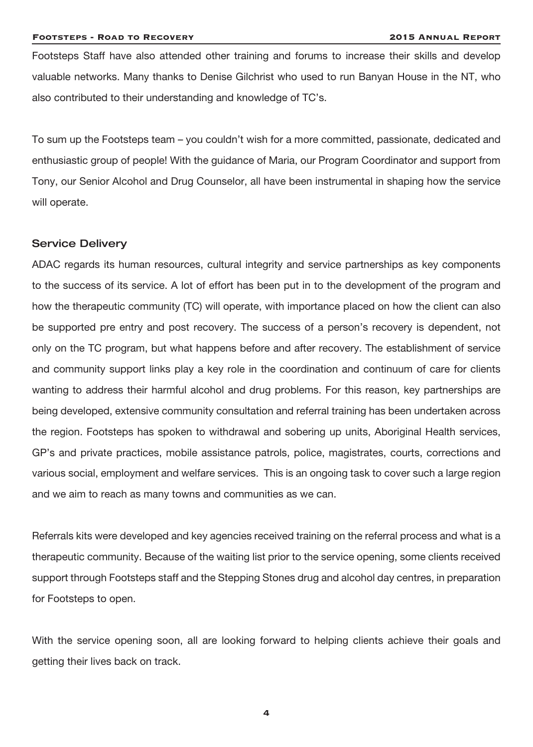Footsteps Staff have also attended other training and forums to increase their skills and develop valuable networks. Many thanks to Denise Gilchrist who used to run Banyan House in the NT, who also contributed to their understanding and knowledge of TC's.

To sum up the Footsteps team – you couldn't wish for a more committed, passionate, dedicated and enthusiastic group of people! With the guidance of Maria, our Program Coordinator and support from Tony, our Senior Alcohol and Drug Counselor, all have been instrumental in shaping how the service will operate.

## Service Delivery

ADAC regards its human resources, cultural integrity and service partnerships as key components to the success of its service. A lot of effort has been put in to the development of the program and how the therapeutic community (TC) will operate, with importance placed on how the client can also be supported pre entry and post recovery. The success of a person's recovery is dependent, not only on the TC program, but what happens before and after recovery. The establishment of service and community support links play a key role in the coordination and continuum of care for clients wanting to address their harmful alcohol and drug problems. For this reason, key partnerships are being developed, extensive community consultation and referral training has been undertaken across the region. Footsteps has spoken to withdrawal and sobering up units, Aboriginal Health services, GP's and private practices, mobile assistance patrols, police, magistrates, courts, corrections and various social, employment and welfare services. This is an ongoing task to cover such a large region and we aim to reach as many towns and communities as we can.

Referrals kits were developed and key agencies received training on the referral process and what is a therapeutic community. Because of the waiting list prior to the service opening, some clients received support through Footsteps staff and the Stepping Stones drug and alcohol day centres, in preparation for Footsteps to open.

With the service opening soon, all are looking forward to helping clients achieve their goals and getting their lives back on track.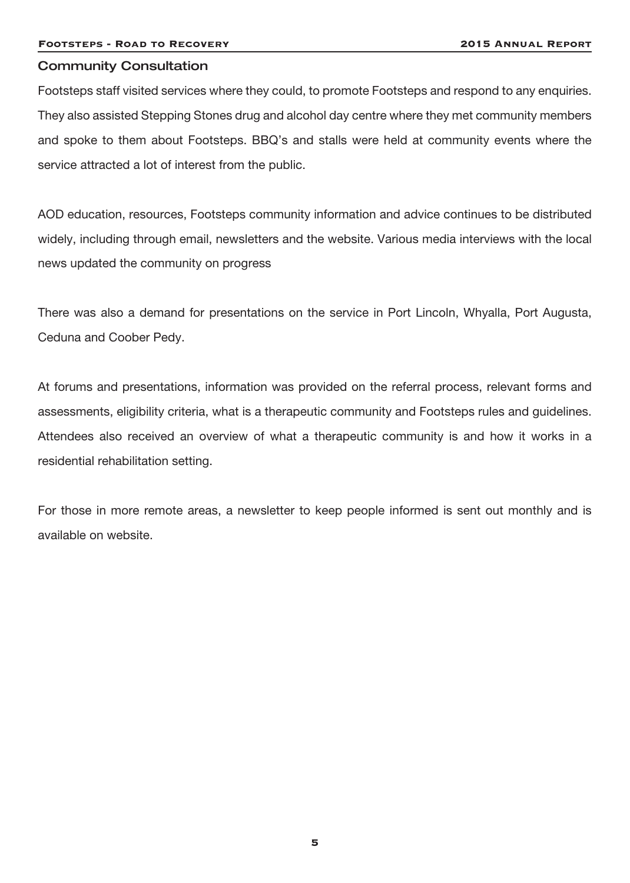## Community Consultation

Footsteps staff visited services where they could, to promote Footsteps and respond to any enquiries. They also assisted Stepping Stones drug and alcohol day centre where they met community members and spoke to them about Footsteps. BBQ's and stalls were held at community events where the service attracted a lot of interest from the public.

AOD education, resources, Footsteps community information and advice continues to be distributed widely, including through email, newsletters and the website. Various media interviews with the local news updated the community on progress

There was also a demand for presentations on the service in Port Lincoln, Whyalla, Port Augusta, Ceduna and Coober Pedy.

At forums and presentations, information was provided on the referral process, relevant forms and assessments, eligibility criteria, what is a therapeutic community and Footsteps rules and guidelines. Attendees also received an overview of what a therapeutic community is and how it works in a residential rehabilitation setting.

For those in more remote areas, a newsletter to keep people informed is sent out monthly and is available on website.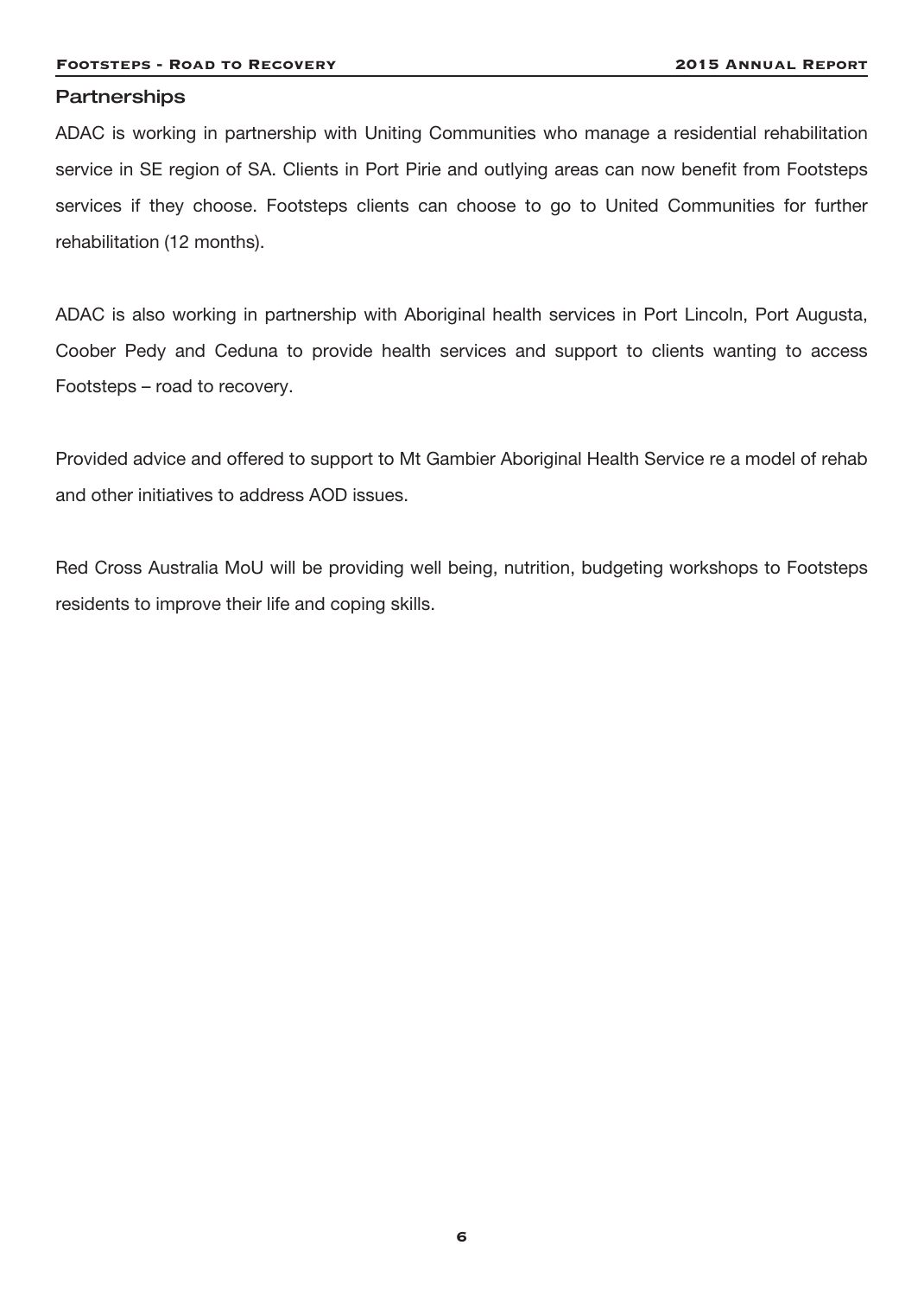## Partnerships

ADAC is working in partnership with Uniting Communities who manage a residential rehabilitation service in SE region of SA. Clients in Port Pirie and outlying areas can now benefit from Footsteps services if they choose. Footsteps clients can choose to go to United Communities for further rehabilitation (12 months).

ADAC is also working in partnership with Aboriginal health services in Port Lincoln, Port Augusta, Coober Pedy and Ceduna to provide health services and support to clients wanting to access Footsteps – road to recovery.

Provided advice and offered to support to Mt Gambier Aboriginal Health Service re a model of rehab and other initiatives to address AOD issues.

Red Cross Australia MoU will be providing well being, nutrition, budgeting workshops to Footsteps residents to improve their life and coping skills.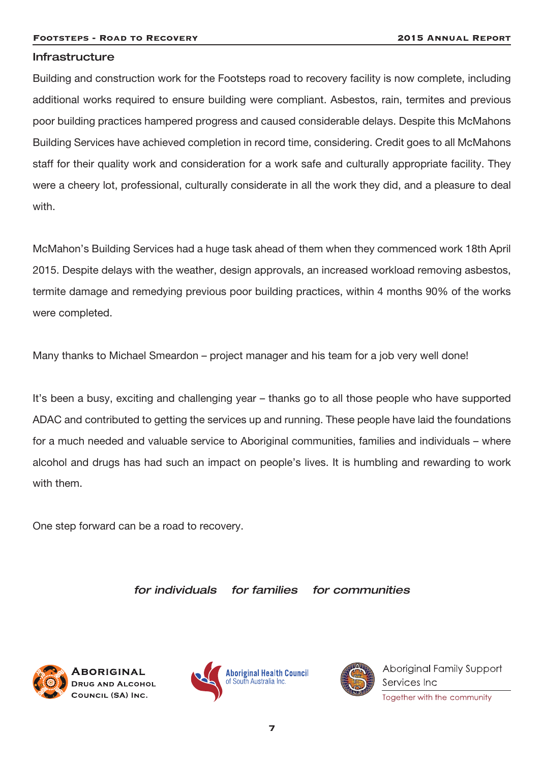## Infrastructure

Building and construction work for the Footsteps road to recovery facility is now complete, including additional works required to ensure building were compliant. Asbestos, rain, termites and previous poor building practices hampered progress and caused considerable delays. Despite this McMahons Building Services have achieved completion in record time, considering. Credit goes to all McMahons staff for their quality work and consideration for a work safe and culturally appropriate facility. They were a cheery lot, professional, culturally considerate in all the work they did, and a pleasure to deal with.

McMahon's Building Services had a huge task ahead of them when they commenced work 18th April 2015. Despite delays with the weather, design approvals, an increased workload removing asbestos, termite damage and remedying previous poor building practices, within 4 months 90% of the works were completed.

Many thanks to Michael Smeardon – project manager and his team for a job very well done!

It's been a busy, exciting and challenging year – thanks go to all those people who have supported ADAC and contributed to getting the services up and running. These people have laid the foundations for a much needed and valuable service to Aboriginal communities, families and individuals – where alcohol and drugs has had such an impact on people's lives. It is humbling and rewarding to work with them.

One step forward can be a road to recovery.

***for individuals   for families   for communities***

Aboriginal Drug and Alcohol Council (SA) Inc.

Aboriginal Health Council of South Australia Inc.

Aboriginal Family Support Services Inc
Together with the community